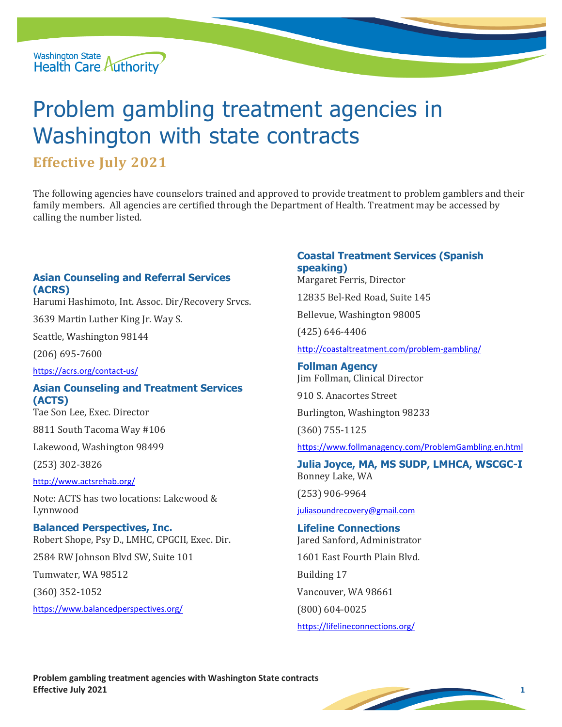Washington State Health Care Authority

# Problem gambling treatment agencies in Washington with state contracts

## Effective July 2021

The following agencies have counselors trained and approved to provide treatment to problem gamblers and their family members. All agencies are certified through the Department of Health. Treatment may be accessed by calling the number listed.

### Asian Counseling and Referral Services (ACRS)

Harumi Hashimoto, Int. Assoc. Dir/Recovery Srvcs.

3639 Martin Luther King Jr. Way S.

Seattle, Washington 98144

(206) 695-7600

https://acrs.org/contact-us/

### Asian Counseling and Treatment Services (ACTS)

Tae Son Lee, Exec. Director

8811 South Tacoma Way #106

Lakewood, Washington 98499

(253) 302-3826

http://www.actsrehab.org/

Note: ACTS has two locations: Lakewood & Lynnwood

### Balanced Perspectives, Inc.

Robert Shope, Psy D., LMHC, CPGCII, Exec. Dir.

2584 RW Johnson Blvd SW, Suite 101

Tumwater, WA 98512

(360) 352-1052

https://www.balancedperspectives.org/

### Coastal Treatment Services (Spanish speaking)

Margaret Ferris, Director

12835 Bel-Red Road, Suite 145

Bellevue, Washington 98005

(425) 646-4406

http://coastaltreatment.com/problem-gambling/

### Follman Agency

Jim Follman, Clinical Director

910 S. Anacortes Street

Burlington, Washington 98233

(360) 755-1125

https://www.follmanagency.com/ProblemGambling.en.html

### Julia Joyce, MA, MS SUDP, LMHCA, WSCGC-I

Bonney Lake, WA

(253) 906-9964

juliasoundrecovery@gmail.com

### Lifeline Connections

Jared Sanford, Administrator

1601 East Fourth Plain Blvd.

Building 17

Vancouver, WA 98661

(800) 604-0025

https://lifelineconnections.org/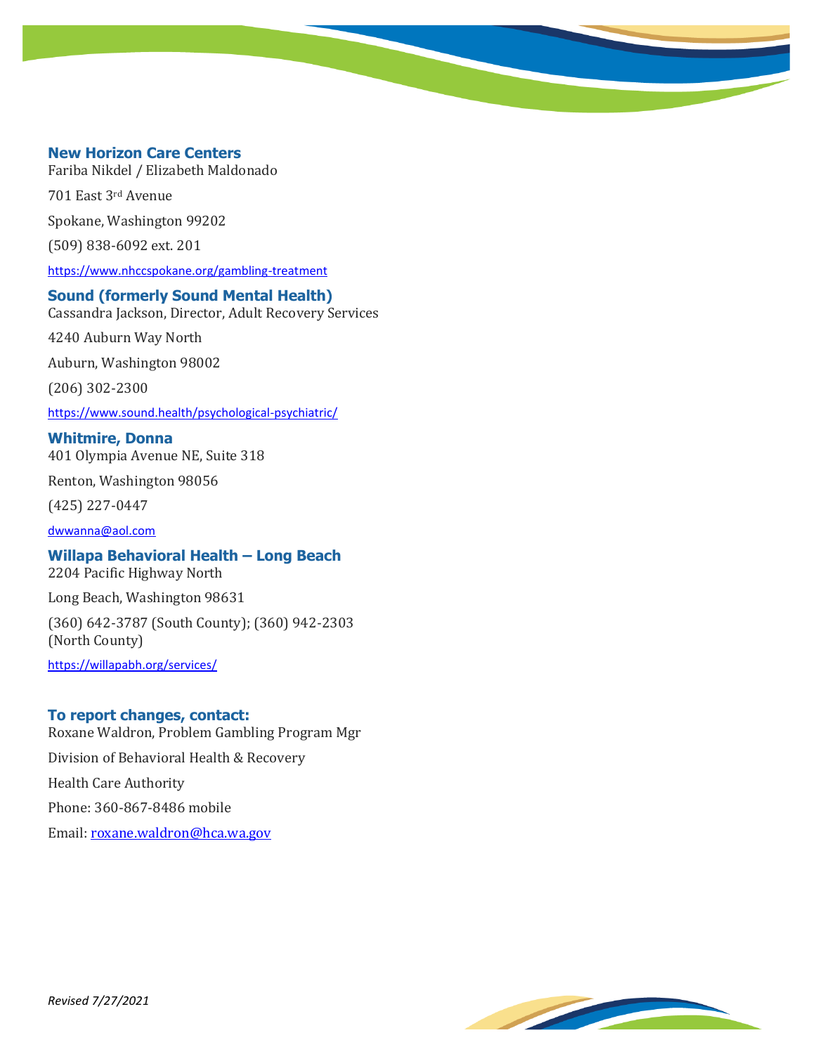### New Horizon Care Centers

Fariba Nikdel / Elizabeth Maldonado

701 East 3rd Avenue

Spokane, Washington 99202

(509) 838-6092 ext. 201

https://www.nhccspokane.org/gambling-treatment

### Sound (formerly Sound Mental Health)

Cassandra Jackson, Director, Adult Recovery Services

4240 Auburn Way North

Auburn, Washington 98002

(206) 302-2300

https://www.sound.health/psychological-psychiatric/

### Whitmire, Donna

401 Olympia Avenue NE, Suite 318

Renton, Washington 98056

(425) 227-0447

dwwanna@aol.com

### Willapa Behavioral Health – Long Beach

2204 Pacific Highway North

Long Beach, Washington 98631

(360) 642-3787 (South County); (360) 942-2303 (North County)

https://willapabh.org/services/

### To report changes, contact:

Roxane Waldron, Problem Gambling Program Mgr

Division of Behavioral Health & Recovery

Health Care Authority

Phone: 360-867-8486 mobile

Email: roxane.waldron@hca.wa.gov

*Revised 7/27/2021*